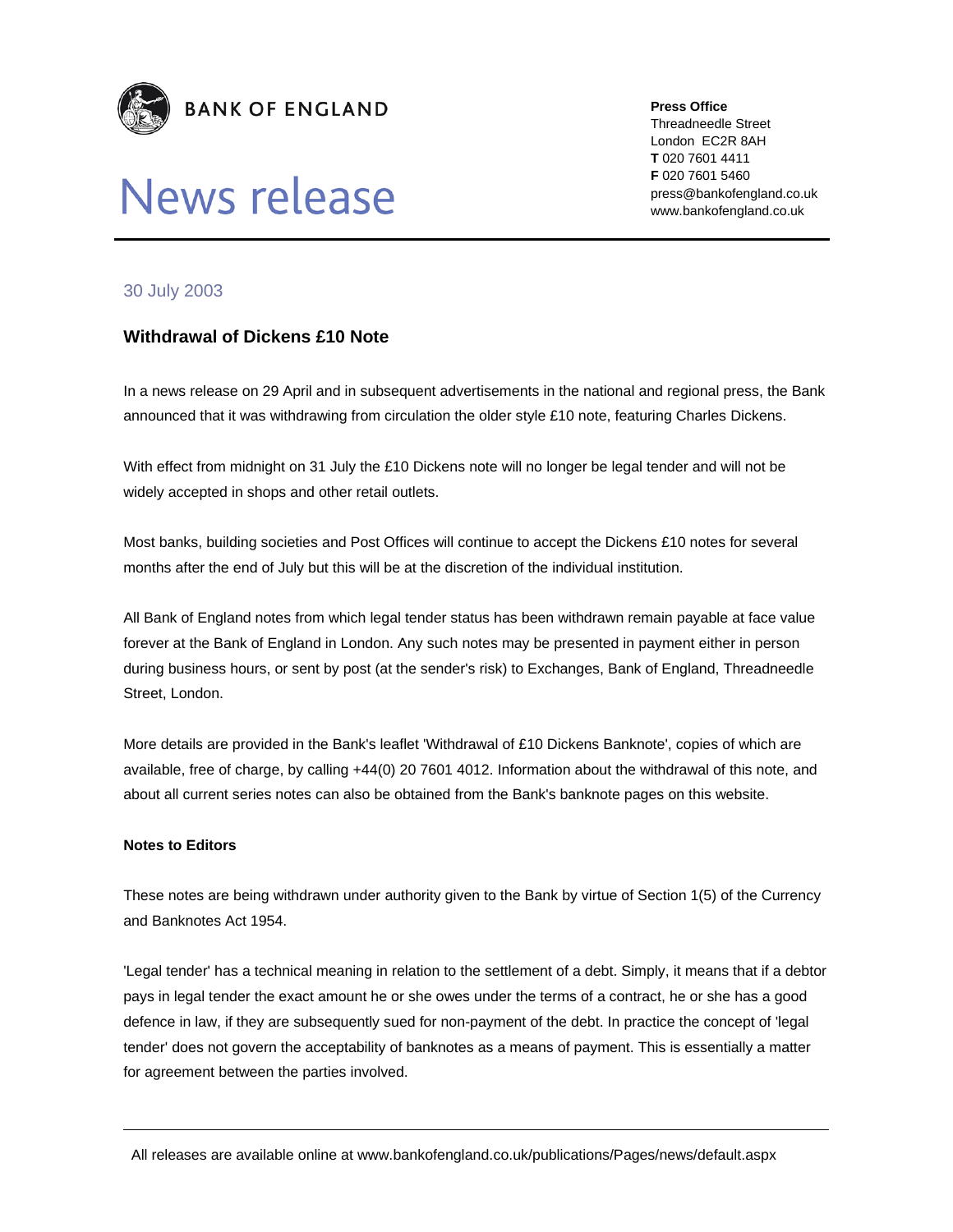**BANK OF ENGLAND**

# News release

**Press Office**
Threadneedle Street
London EC2R 8AH
**T** 020 7601 4411
**F** 020 7601 5460
press@bankofengland.co.uk
www.bankofengland.co.uk

30 July 2003

## Withdrawal of Dickens £10 Note

In a news release on 29 April and in subsequent advertisements in the national and regional press, the Bank announced that it was withdrawing from circulation the older style £10 note, featuring Charles Dickens.

With effect from midnight on 31 July the £10 Dickens note will no longer be legal tender and will not be widely accepted in shops and other retail outlets.

Most banks, building societies and Post Offices will continue to accept the Dickens £10 notes for several months after the end of July but this will be at the discretion of the individual institution.

All Bank of England notes from which legal tender status has been withdrawn remain payable at face value forever at the Bank of England in London. Any such notes may be presented in payment either in person during business hours, or sent by post (at the sender's risk) to Exchanges, Bank of England, Threadneedle Street, London.

More details are provided in the Bank's leaflet 'Withdrawal of £10 Dickens Banknote', copies of which are available, free of charge, by calling +44(0) 20 7601 4012. Information about the withdrawal of this note, and about all current series notes can also be obtained from the Bank's banknote pages on this website.

**Notes to Editors**

These notes are being withdrawn under authority given to the Bank by virtue of Section 1(5) of the Currency and Banknotes Act 1954.

'Legal tender' has a technical meaning in relation to the settlement of a debt. Simply, it means that if a debtor pays in legal tender the exact amount he or she owes under the terms of a contract, he or she has a good defence in law, if they are subsequently sued for non-payment of the debt. In practice the concept of 'legal tender' does not govern the acceptability of banknotes as a means of payment. This is essentially a matter for agreement between the parties involved.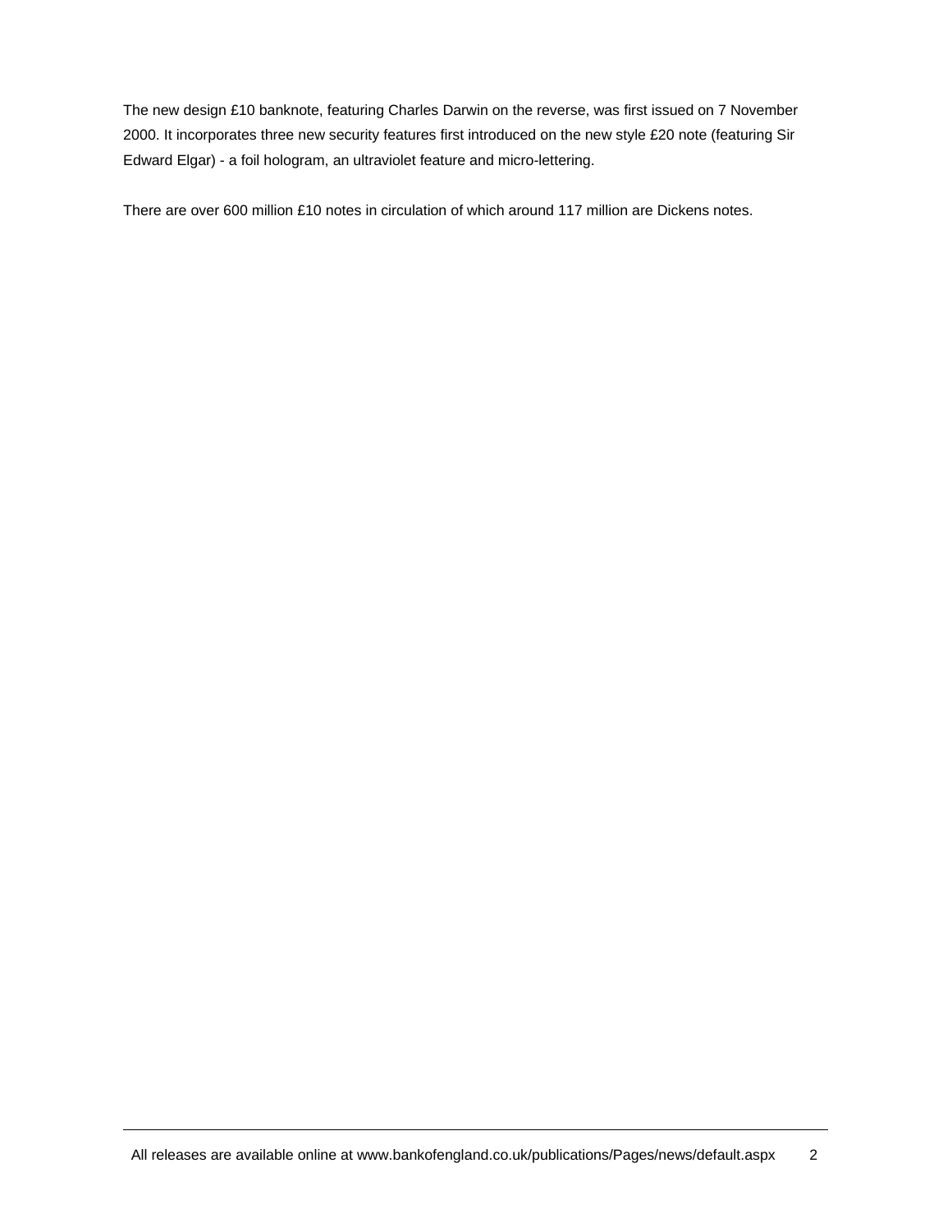The new design £10 banknote, featuring Charles Darwin on the reverse, was first issued on 7 November 2000. It incorporates three new security features first introduced on the new style £20 note (featuring Sir Edward Elgar) - a foil hologram, an ultraviolet feature and micro-lettering.

There are over 600 million £10 notes in circulation of which around 117 million are Dickens notes.